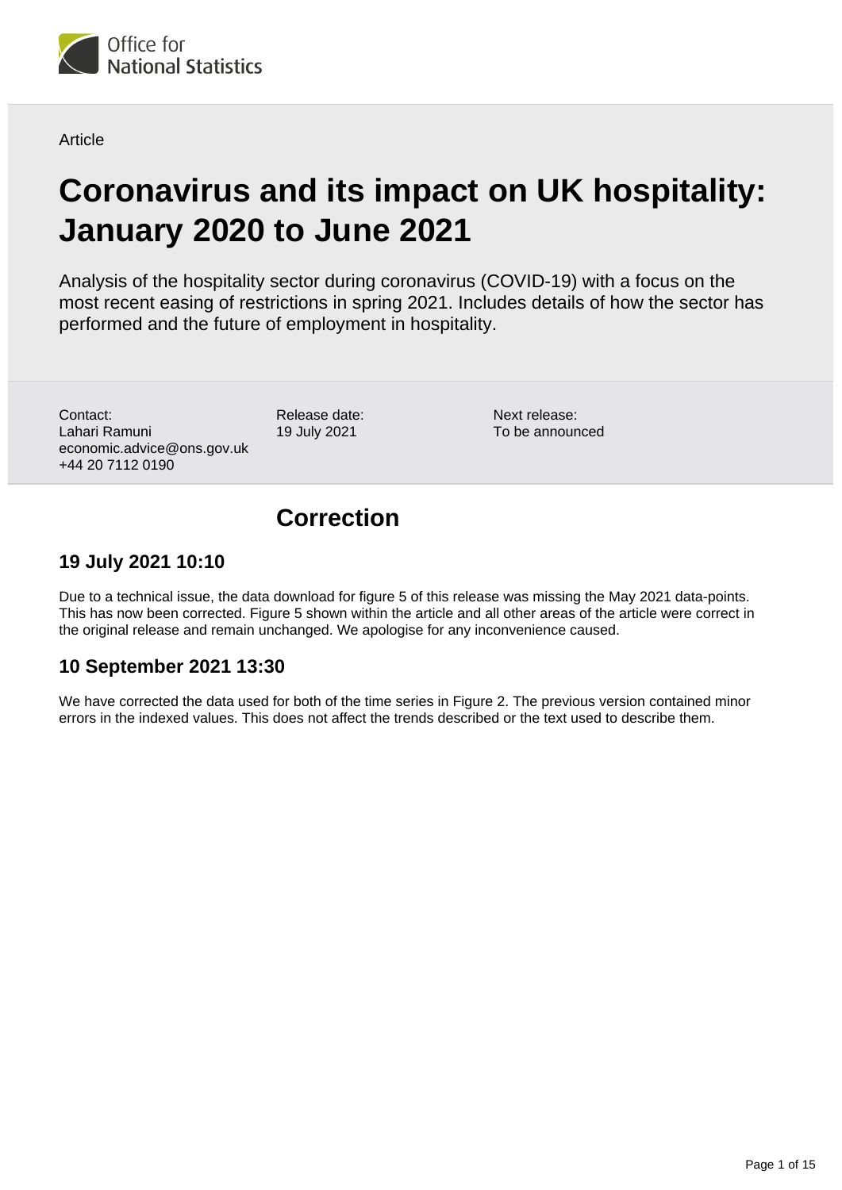Office for National Statistics

Article

# Coronavirus and its impact on UK hospitality: January 2020 to June 2021

Analysis of the hospitality sector during coronavirus (COVID-19) with a focus on the most recent easing of restrictions in spring 2021. Includes details of how the sector has performed and the future of employment in hospitality.

Contact:
Lahari Ramuni
economic.advice@ons.gov.uk
+44 20 7112 0190

Release date:
19 July 2021

Next release:
To be announced

## Correction

### 19 July 2021 10:10

Due to a technical issue, the data download for figure 5 of this release was missing the May 2021 data-points. This has now been corrected. Figure 5 shown within the article and all other areas of the article were correct in the original release and remain unchanged. We apologise for any inconvenience caused.

### 10 September 2021 13:30

We have corrected the data used for both of the time series in Figure 2. The previous version contained minor errors in the indexed values. This does not affect the trends described or the text used to describe them.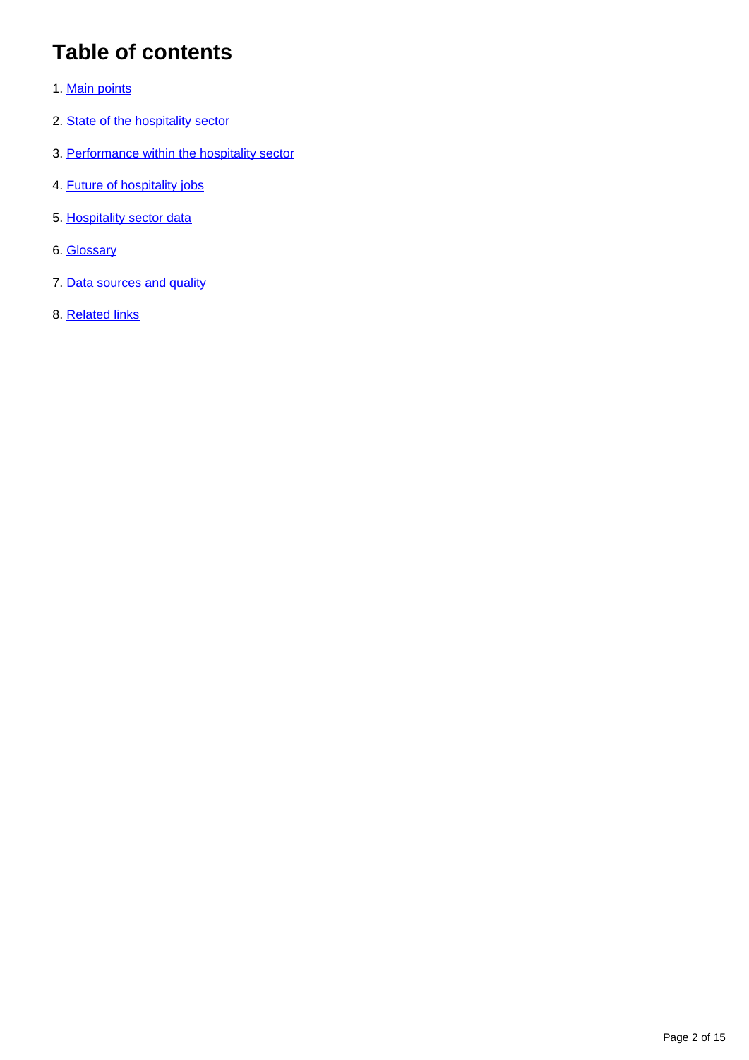# Table of contents

1. Main points
2. State of the hospitality sector
3. Performance within the hospitality sector
4. Future of hospitality jobs
5. Hospitality sector data
6. Glossary
7. Data sources and quality
8. Related links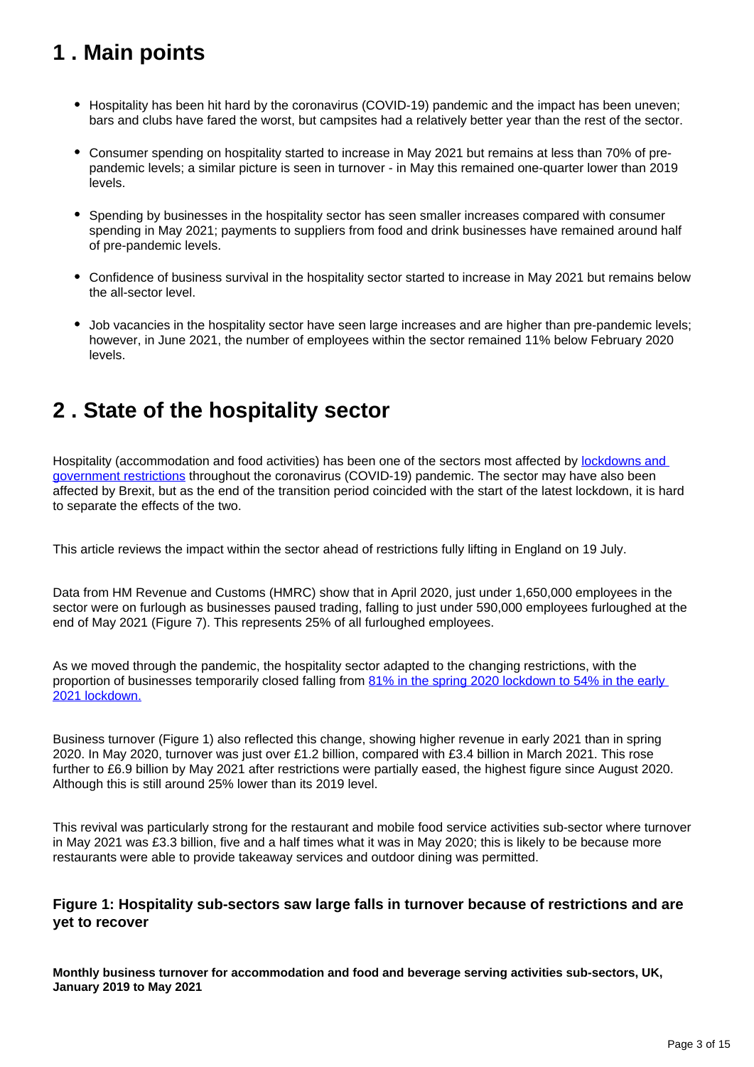## 1 . Main points

- Hospitality has been hit hard by the coronavirus (COVID-19) pandemic and the impact has been uneven; bars and clubs have fared the worst, but campsites had a relatively better year than the rest of the sector.
- Consumer spending on hospitality started to increase in May 2021 but remains at less than 70% of pre-pandemic levels; a similar picture is seen in turnover - in May this remained one-quarter lower than 2019 levels.
- Spending by businesses in the hospitality sector has seen smaller increases compared with consumer spending in May 2021; payments to suppliers from food and drink businesses have remained around half of pre-pandemic levels.
- Confidence of business survival in the hospitality sector started to increase in May 2021 but remains below the all-sector level.
- Job vacancies in the hospitality sector have seen large increases and are higher than pre-pandemic levels; however, in June 2021, the number of employees within the sector remained 11% below February 2020 levels.

## 2 . State of the hospitality sector

Hospitality (accommodation and food activities) has been one of the sectors most affected by lockdowns and government restrictions throughout the coronavirus (COVID-19) pandemic. The sector may have also been affected by Brexit, but as the end of the transition period coincided with the start of the latest lockdown, it is hard to separate the effects of the two.

This article reviews the impact within the sector ahead of restrictions fully lifting in England on 19 July.

Data from HM Revenue and Customs (HMRC) show that in April 2020, just under 1,650,000 employees in the sector were on furlough as businesses paused trading, falling to just under 590,000 employees furloughed at the end of May 2021 (Figure 7). This represents 25% of all furloughed employees.

As we moved through the pandemic, the hospitality sector adapted to the changing restrictions, with the proportion of businesses temporarily closed falling from 81% in the spring 2020 lockdown to 54% in the early 2021 lockdown.

Business turnover (Figure 1) also reflected this change, showing higher revenue in early 2021 than in spring 2020. In May 2020, turnover was just over £1.2 billion, compared with £3.4 billion in March 2021. This rose further to £6.9 billion by May 2021 after restrictions were partially eased, the highest figure since August 2020. Although this is still around 25% lower than its 2019 level.

This revival was particularly strong for the restaurant and mobile food service activities sub-sector where turnover in May 2021 was £3.3 billion, five and a half times what it was in May 2020; this is likely to be because more restaurants were able to provide takeaway services and outdoor dining was permitted.

### Figure 1: Hospitality sub-sectors saw large falls in turnover because of restrictions and are yet to recover

**Monthly business turnover for accommodation and food and beverage serving activities sub-sectors, UK, January 2019 to May 2021**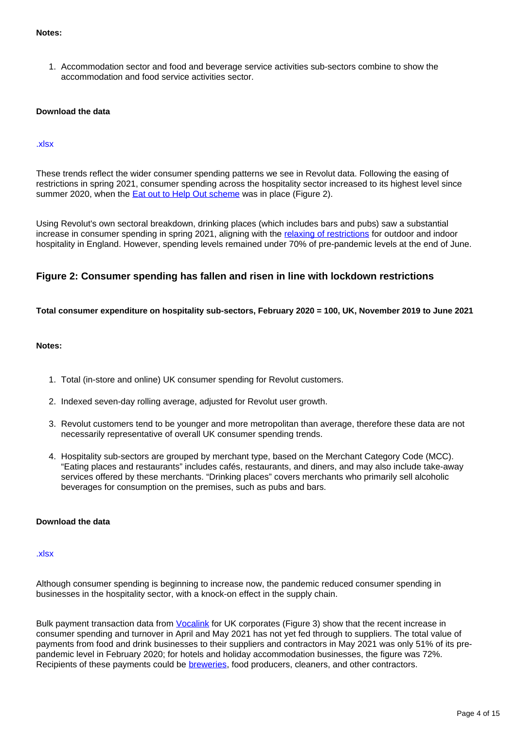**Notes:**

1. Accommodation sector and food and beverage service activities sub-sectors combine to show the accommodation and food service activities sector.

**Download the data**

.xlsx

These trends reflect the wider consumer spending patterns we see in Revolut data. Following the easing of restrictions in spring 2021, consumer spending across the hospitality sector increased to its highest level since summer 2020, when the Eat out to Help Out scheme was in place (Figure 2).

Using Revolut's own sectoral breakdown, drinking places (which includes bars and pubs) saw a substantial increase in consumer spending in spring 2021, aligning with the relaxing of restrictions for outdoor and indoor hospitality in England. However, spending levels remained under 70% of pre-pandemic levels at the end of June.

### Figure 2: Consumer spending has fallen and risen in line with lockdown restrictions

**Total consumer expenditure on hospitality sub-sectors, February 2020 = 100, UK, November 2019 to June 2021**

**Notes:**

1. Total (in-store and online) UK consumer spending for Revolut customers.
2. Indexed seven-day rolling average, adjusted for Revolut user growth.
3. Revolut customers tend to be younger and more metropolitan than average, therefore these data are not necessarily representative of overall UK consumer spending trends.
4. Hospitality sub-sectors are grouped by merchant type, based on the Merchant Category Code (MCC). "Eating places and restaurants" includes cafés, restaurants, and diners, and may also include take-away services offered by these merchants. "Drinking places" covers merchants who primarily sell alcoholic beverages for consumption on the premises, such as pubs and bars.

**Download the data**

.xlsx

Although consumer spending is beginning to increase now, the pandemic reduced consumer spending in businesses in the hospitality sector, with a knock-on effect in the supply chain.

Bulk payment transaction data from Vocalink for UK corporates (Figure 3) show that the recent increase in consumer spending and turnover in April and May 2021 has not yet fed through to suppliers. The total value of payments from food and drink businesses to their suppliers and contractors in May 2021 was only 51% of its pre-pandemic level in February 2020; for hotels and holiday accommodation businesses, the figure was 72%. Recipients of these payments could be breweries, food producers, cleaners, and other contractors.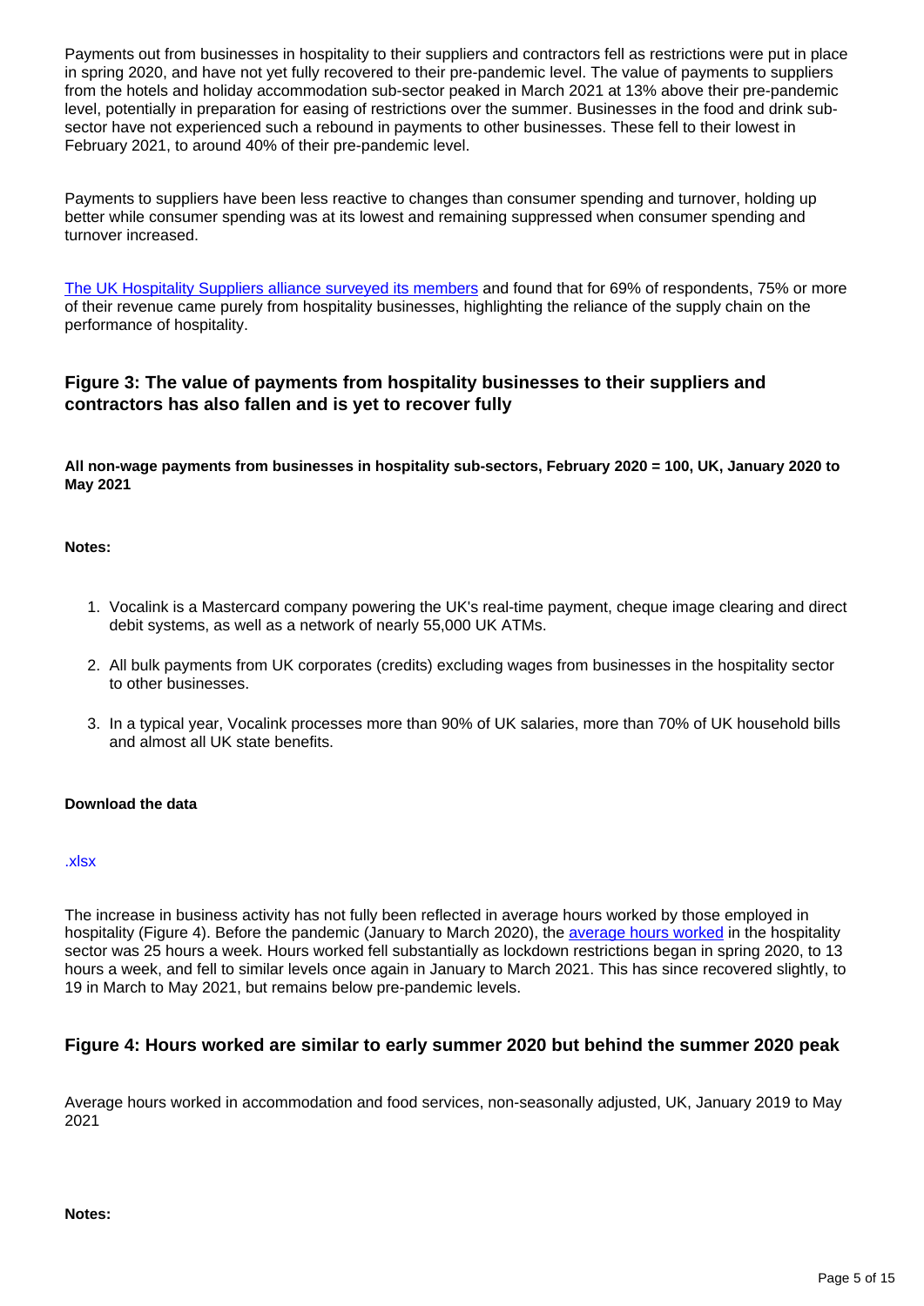Payments out from businesses in hospitality to their suppliers and contractors fell as restrictions were put in place in spring 2020, and have not yet fully recovered to their pre-pandemic level. The value of payments to suppliers from the hotels and holiday accommodation sub-sector peaked in March 2021 at 13% above their pre-pandemic level, potentially in preparation for easing of restrictions over the summer. Businesses in the food and drink sub-sector have not experienced such a rebound in payments to other businesses. These fell to their lowest in February 2021, to around 40% of their pre-pandemic level.

Payments to suppliers have been less reactive to changes than consumer spending and turnover, holding up better while consumer spending was at its lowest and remaining suppressed when consumer spending and turnover increased.

[The UK Hospitality Suppliers alliance surveyed its members] and found that for 69% of respondents, 75% or more of their revenue came purely from hospitality businesses, highlighting the reliance of the supply chain on the performance of hospitality.

### Figure 3: The value of payments from hospitality businesses to their suppliers and contractors has also fallen and is yet to recover fully

**All non-wage payments from businesses in hospitality sub-sectors, February 2020 = 100, UK, January 2020 to May 2021**

**Notes:**

1. Vocalink is a Mastercard company powering the UK's real-time payment, cheque image clearing and direct debit systems, as well as a network of nearly 55,000 UK ATMs.
2. All bulk payments from UK corporates (credits) excluding wages from businesses in the hospitality sector to other businesses.
3. In a typical year, Vocalink processes more than 90% of UK salaries, more than 70% of UK household bills and almost all UK state benefits.

**Download the data**

.xlsx

The increase in business activity has not fully been reflected in average hours worked by those employed in hospitality (Figure 4). Before the pandemic (January to March 2020), the average hours worked in the hospitality sector was 25 hours a week. Hours worked fell substantially as lockdown restrictions began in spring 2020, to 13 hours a week, and fell to similar levels once again in January to March 2021. This has since recovered slightly, to 19 in March to May 2021, but remains below pre-pandemic levels.

### Figure 4: Hours worked are similar to early summer 2020 but behind the summer 2020 peak

Average hours worked in accommodation and food services, non-seasonally adjusted, UK, January 2019 to May 2021

**Notes:**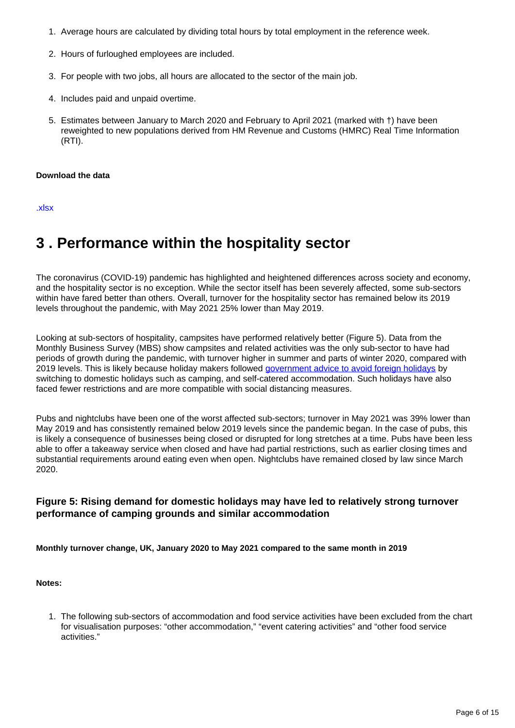1. Average hours are calculated by dividing total hours by total employment in the reference week.
2. Hours of furloughed employees are included.
3. For people with two jobs, all hours are allocated to the sector of the main job.
4. Includes paid and unpaid overtime.
5. Estimates between January to March 2020 and February to April 2021 (marked with †) have been reweighted to new populations derived from HM Revenue and Customs (HMRC) Real Time Information (RTI).

**Download the data**

.xlsx

# 3 . Performance within the hospitality sector

The coronavirus (COVID-19) pandemic has highlighted and heightened differences across society and economy, and the hospitality sector is no exception. While the sector itself has been severely affected, some sub-sectors within have fared better than others. Overall, turnover for the hospitality sector has remained below its 2019 levels throughout the pandemic, with May 2021 25% lower than May 2019.

Looking at sub-sectors of hospitality, campsites have performed relatively better (Figure 5). Data from the Monthly Business Survey (MBS) show campsites and related activities was the only sub-sector to have had periods of growth during the pandemic, with turnover higher in summer and parts of winter 2020, compared with 2019 levels. This is likely because holiday makers followed government advice to avoid foreign holidays by switching to domestic holidays such as camping, and self-catered accommodation. Such holidays have also faced fewer restrictions and are more compatible with social distancing measures.

Pubs and nightclubs have been one of the worst affected sub-sectors; turnover in May 2021 was 39% lower than May 2019 and has consistently remained below 2019 levels since the pandemic began. In the case of pubs, this is likely a consequence of businesses being closed or disrupted for long stretches at a time. Pubs have been less able to offer a takeaway service when closed and have had partial restrictions, such as earlier closing times and substantial requirements around eating even when open. Nightclubs have remained closed by law since March 2020.

### Figure 5: Rising demand for domestic holidays may have led to relatively strong turnover performance of camping grounds and similar accommodation

**Monthly turnover change, UK, January 2020 to May 2021 compared to the same month in 2019**

**Notes:**

1. The following sub-sectors of accommodation and food service activities have been excluded from the chart for visualisation purposes: "other accommodation," "event catering activities" and "other food service activities."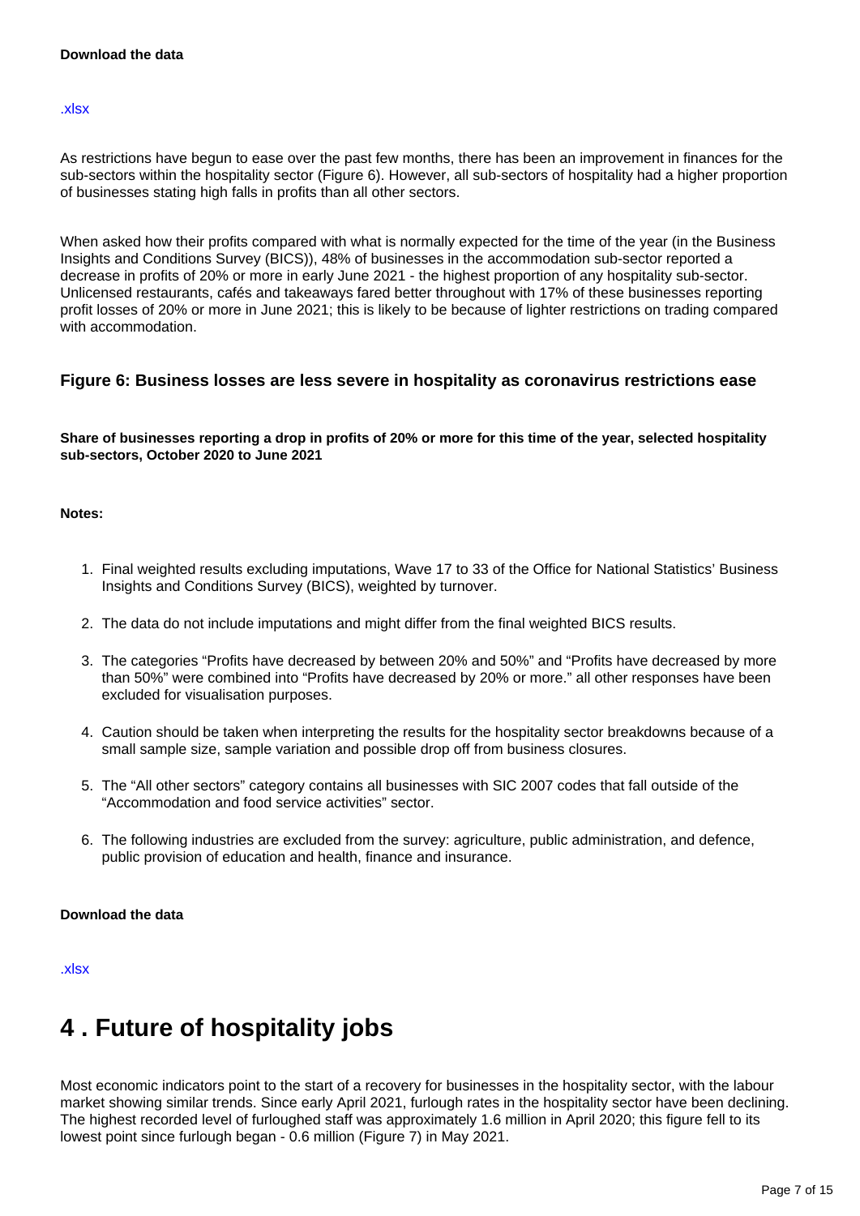**Download the data**

.xlsx

As restrictions have begun to ease over the past few months, there has been an improvement in finances for the sub-sectors within the hospitality sector (Figure 6). However, all sub-sectors of hospitality had a higher proportion of businesses stating high falls in profits than all other sectors.

When asked how their profits compared with what is normally expected for the time of the year (in the Business Insights and Conditions Survey (BICS)), 48% of businesses in the accommodation sub-sector reported a decrease in profits of 20% or more in early June 2021 - the highest proportion of any hospitality sub-sector. Unlicensed restaurants, cafés and takeaways fared better throughout with 17% of these businesses reporting profit losses of 20% or more in June 2021; this is likely to be because of lighter restrictions on trading compared with accommodation.

### Figure 6: Business losses are less severe in hospitality as coronavirus restrictions ease

**Share of businesses reporting a drop in profits of 20% or more for this time of the year, selected hospitality sub-sectors, October 2020 to June 2021**

**Notes:**

1. Final weighted results excluding imputations, Wave 17 to 33 of the Office for National Statistics' Business Insights and Conditions Survey (BICS), weighted by turnover.
2. The data do not include imputations and might differ from the final weighted BICS results.
3. The categories "Profits have decreased by between 20% and 50%" and "Profits have decreased by more than 50%" were combined into "Profits have decreased by 20% or more." all other responses have been excluded for visualisation purposes.
4. Caution should be taken when interpreting the results for the hospitality sector breakdowns because of a small sample size, sample variation and possible drop off from business closures.
5. The "All other sectors" category contains all businesses with SIC 2007 codes that fall outside of the "Accommodation and food service activities" sector.
6. The following industries are excluded from the survey: agriculture, public administration, and defence, public provision of education and health, finance and insurance.

**Download the data**

.xlsx

# 4 . Future of hospitality jobs

Most economic indicators point to the start of a recovery for businesses in the hospitality sector, with the labour market showing similar trends. Since early April 2021, furlough rates in the hospitality sector have been declining. The highest recorded level of furloughed staff was approximately 1.6 million in April 2020; this figure fell to its lowest point since furlough began - 0.6 million (Figure 7) in May 2021.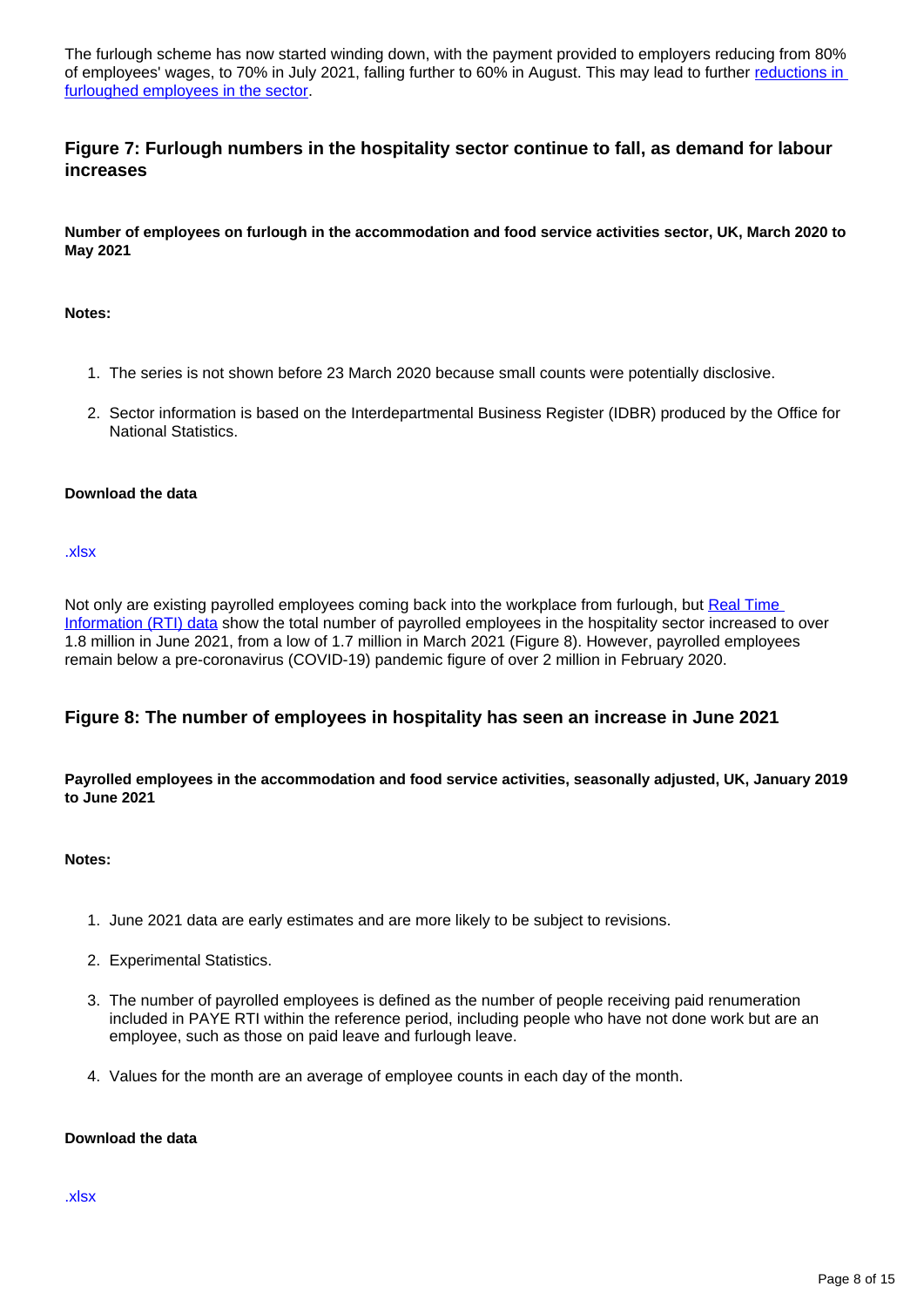The furlough scheme has now started winding down, with the payment provided to employers reducing from 80% of employees' wages, to 70% in July 2021, falling further to 60% in August. This may lead to further reductions in furloughed employees in the sector.

## Figure 7: Furlough numbers in the hospitality sector continue to fall, as demand for labour increases

**Number of employees on furlough in the accommodation and food service activities sector, UK, March 2020 to May 2021**

**Notes:**

1. The series is not shown before 23 March 2020 because small counts were potentially disclosive.
2. Sector information is based on the Interdepartmental Business Register (IDBR) produced by the Office for National Statistics.

**Download the data**

.xlsx

Not only are existing payrolled employees coming back into the workplace from furlough, but Real Time Information (RTI) data show the total number of payrolled employees in the hospitality sector increased to over 1.8 million in June 2021, from a low of 1.7 million in March 2021 (Figure 8). However, payrolled employees remain below a pre-coronavirus (COVID-19) pandemic figure of over 2 million in February 2020.

## Figure 8: The number of employees in hospitality has seen an increase in June 2021

**Payrolled employees in the accommodation and food service activities, seasonally adjusted, UK, January 2019 to June 2021**

**Notes:**

1. June 2021 data are early estimates and are more likely to be subject to revisions.
2. Experimental Statistics.
3. The number of payrolled employees is defined as the number of people receiving paid renumeration included in PAYE RTI within the reference period, including people who have not done work but are an employee, such as those on paid leave and furlough leave.
4. Values for the month are an average of employee counts in each day of the month.

**Download the data**

.xlsx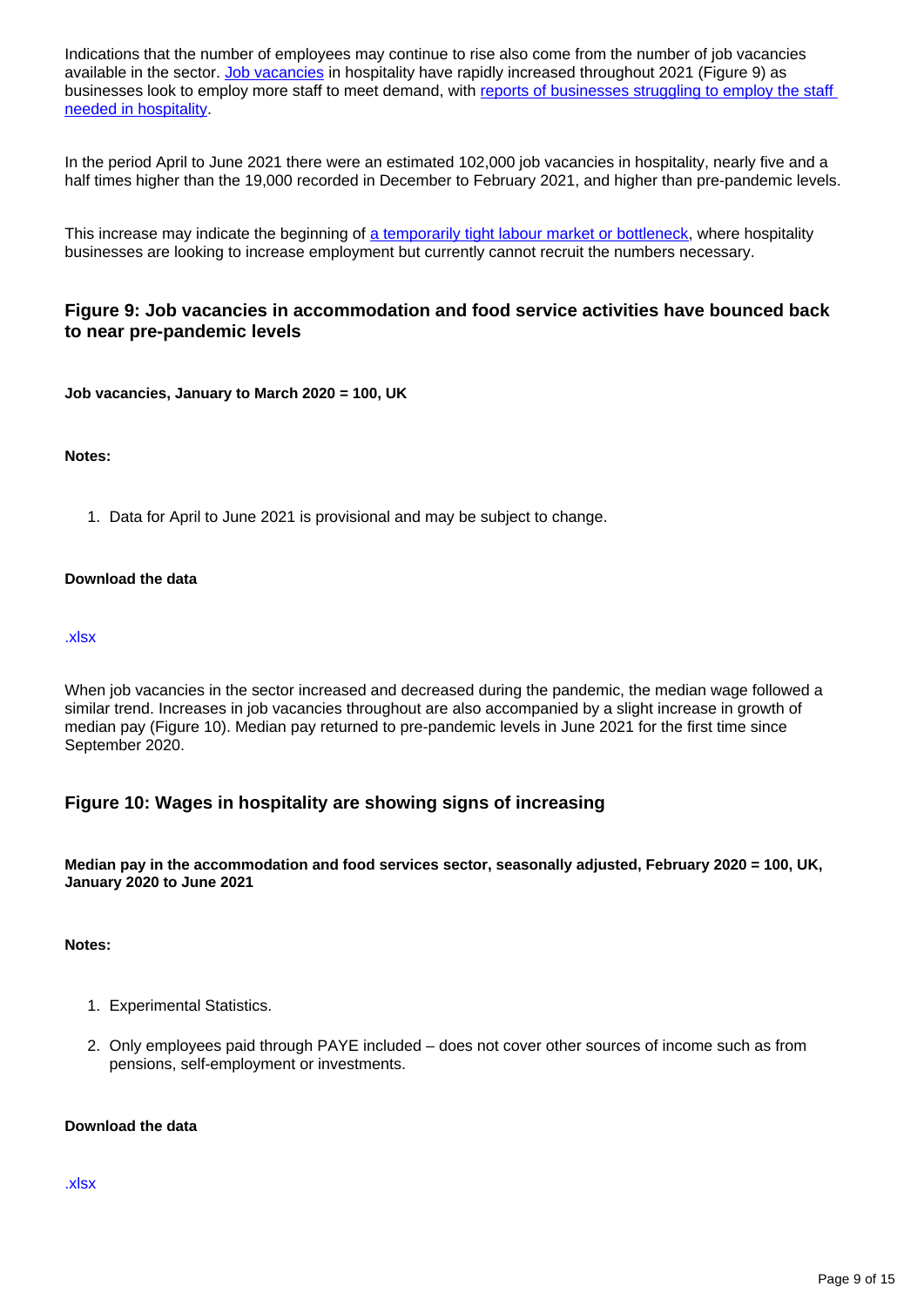Indications that the number of employees may continue to rise also come from the number of job vacancies available in the sector. Job vacancies in hospitality have rapidly increased throughout 2021 (Figure 9) as businesses look to employ more staff to meet demand, with reports of businesses struggling to employ the staff needed in hospitality.

In the period April to June 2021 there were an estimated 102,000 job vacancies in hospitality, nearly five and a half times higher than the 19,000 recorded in December to February 2021, and higher than pre-pandemic levels.

This increase may indicate the beginning of a temporarily tight labour market or bottleneck, where hospitality businesses are looking to increase employment but currently cannot recruit the numbers necessary.

### Figure 9: Job vacancies in accommodation and food service activities have bounced back to near pre-pandemic levels

**Job vacancies, January to March 2020 = 100, UK**

**Notes:**

1. Data for April to June 2021 is provisional and may be subject to change.

**Download the data**

.xlsx

When job vacancies in the sector increased and decreased during the pandemic, the median wage followed a similar trend. Increases in job vacancies throughout are also accompanied by a slight increase in growth of median pay (Figure 10). Median pay returned to pre-pandemic levels in June 2021 for the first time since September 2020.

### Figure 10: Wages in hospitality are showing signs of increasing

**Median pay in the accommodation and food services sector, seasonally adjusted, February 2020 = 100, UK, January 2020 to June 2021**

**Notes:**

1. Experimental Statistics.
2. Only employees paid through PAYE included – does not cover other sources of income such as from pensions, self-employment or investments.

**Download the data**

.xlsx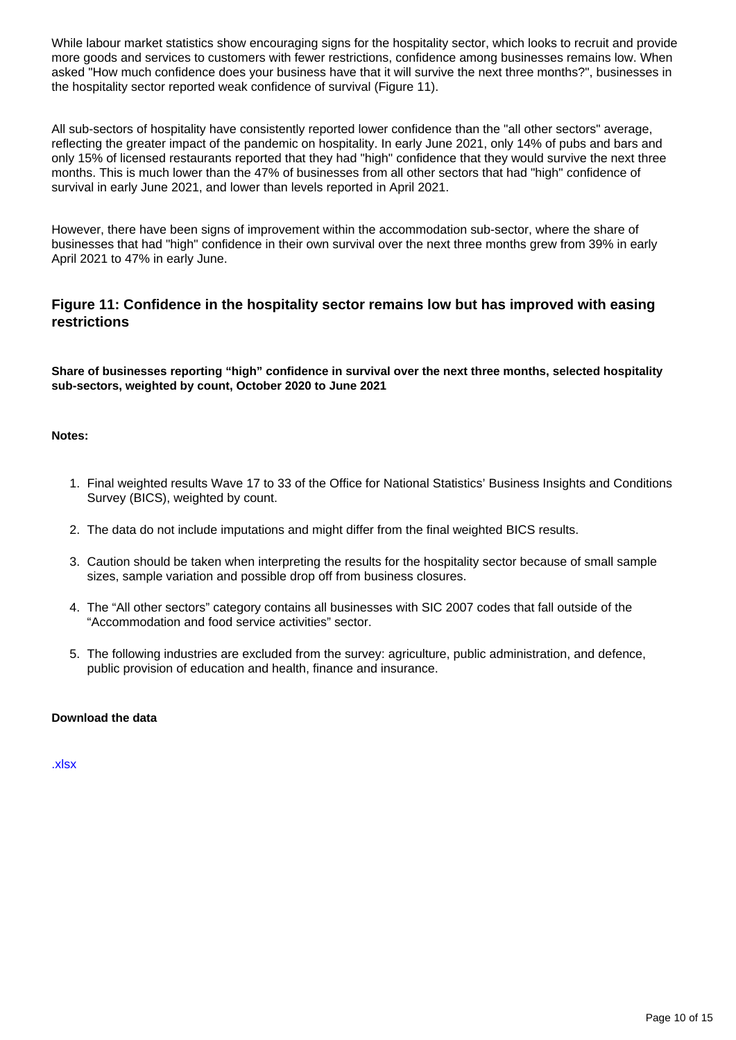While labour market statistics show encouraging signs for the hospitality sector, which looks to recruit and provide more goods and services to customers with fewer restrictions, confidence among businesses remains low. When asked "How much confidence does your business have that it will survive the next three months?", businesses in the hospitality sector reported weak confidence of survival (Figure 11).

All sub-sectors of hospitality have consistently reported lower confidence than the "all other sectors" average, reflecting the greater impact of the pandemic on hospitality. In early June 2021, only 14% of pubs and bars and only 15% of licensed restaurants reported that they had "high" confidence that they would survive the next three months. This is much lower than the 47% of businesses from all other sectors that had "high" confidence of survival in early June 2021, and lower than levels reported in April 2021.

However, there have been signs of improvement within the accommodation sub-sector, where the share of businesses that had "high" confidence in their own survival over the next three months grew from 39% in early April 2021 to 47% in early June.

### Figure 11: Confidence in the hospitality sector remains low but has improved with easing restrictions

**Share of businesses reporting “high” confidence in survival over the next three months, selected hospitality sub-sectors, weighted by count, October 2020 to June 2021**

**Notes:**

1. Final weighted results Wave 17 to 33 of the Office for National Statistics’ Business Insights and Conditions Survey (BICS), weighted by count.
2. The data do not include imputations and might differ from the final weighted BICS results.
3. Caution should be taken when interpreting the results for the hospitality sector because of small sample sizes, sample variation and possible drop off from business closures.
4. The “All other sectors” category contains all businesses with SIC 2007 codes that fall outside of the “Accommodation and food service activities” sector.
5. The following industries are excluded from the survey: agriculture, public administration, and defence, public provision of education and health, finance and insurance.

**Download the data**

.xlsx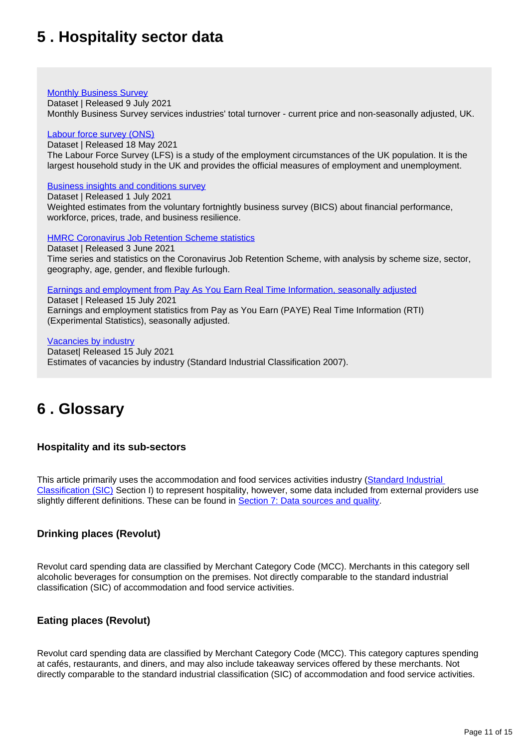## 5 . Hospitality sector data

Monthly Business Survey
Dataset | Released 9 July 2021
Monthly Business Survey services industries' total turnover - current price and non-seasonally adjusted, UK.

Labour force survey (ONS)
Dataset | Released 18 May 2021
The Labour Force Survey (LFS) is a study of the employment circumstances of the UK population. It is the largest household study in the UK and provides the official measures of employment and unemployment.

Business insights and conditions survey
Dataset | Released 1 July 2021
Weighted estimates from the voluntary fortnightly business survey (BICS) about financial performance, workforce, prices, trade, and business resilience.

HMRC Coronavirus Job Retention Scheme statistics
Dataset | Released 3 June 2021
Time series and statistics on the Coronavirus Job Retention Scheme, with analysis by scheme size, sector, geography, age, gender, and flexible furlough.

Earnings and employment from Pay As You Earn Real Time Information, seasonally adjusted
Dataset | Released 15 July 2021
Earnings and employment statistics from Pay as You Earn (PAYE) Real Time Information (RTI) (Experimental Statistics), seasonally adjusted.

Vacancies by industry
Dataset| Released 15 July 2021
Estimates of vacancies by industry (Standard Industrial Classification 2007).

## 6 . Glossary

### Hospitality and its sub-sectors

This article primarily uses the accommodation and food services activities industry (Standard Industrial Classification (SIC) Section I) to represent hospitality, however, some data included from external providers use slightly different definitions. These can be found in Section 7: Data sources and quality.

### Drinking places (Revolut)

Revolut card spending data are classified by Merchant Category Code (MCC). Merchants in this category sell alcoholic beverages for consumption on the premises. Not directly comparable to the standard industrial classification (SIC) of accommodation and food service activities.

### Eating places (Revolut)

Revolut card spending data are classified by Merchant Category Code (MCC). This category captures spending at cafés, restaurants, and diners, and may also include takeaway services offered by these merchants. Not directly comparable to the standard industrial classification (SIC) of accommodation and food service activities.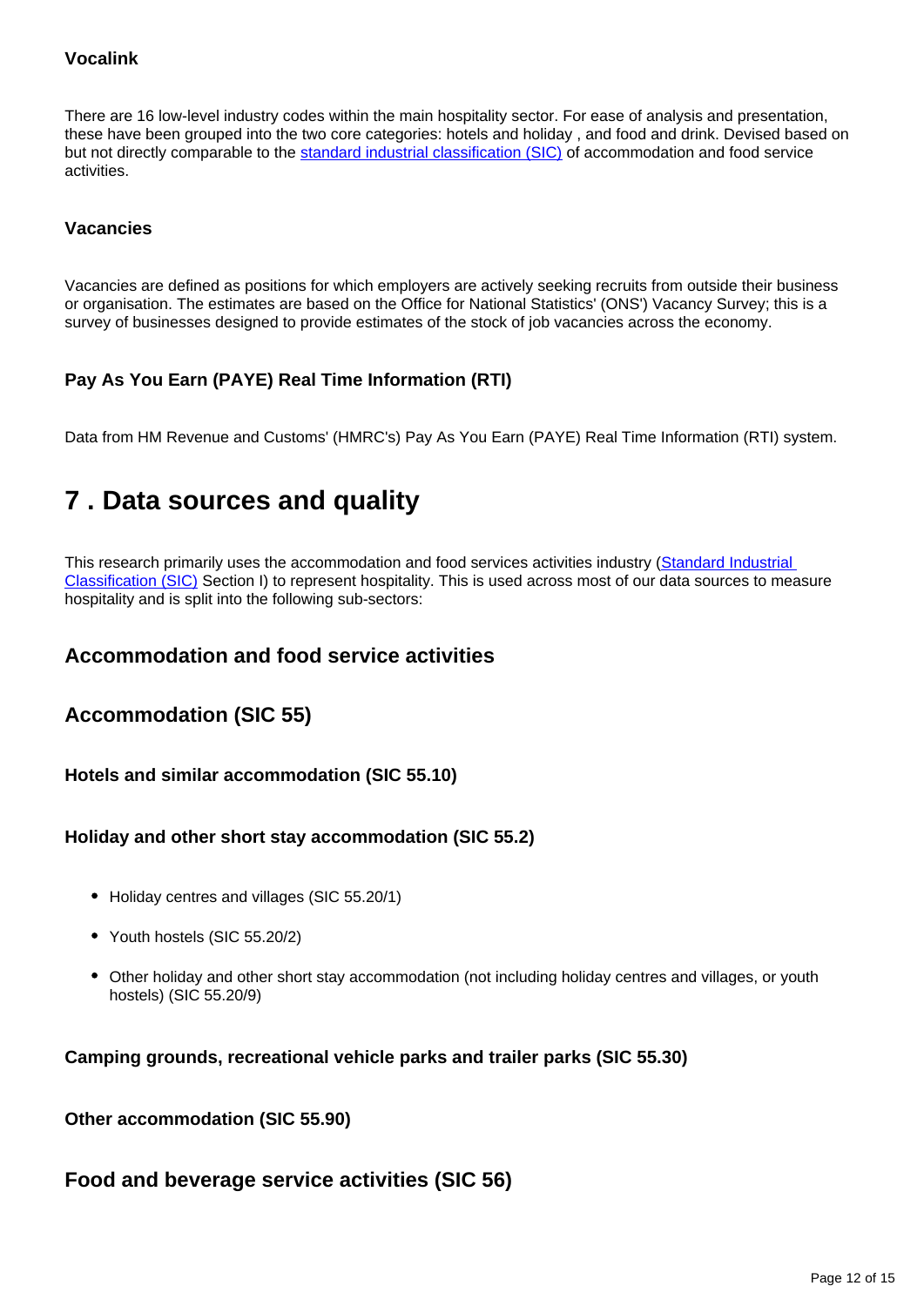### Vocalink

There are 16 low-level industry codes within the main hospitality sector. For ease of analysis and presentation, these have been grouped into the two core categories: hotels and holiday , and food and drink. Devised based on but not directly comparable to the [standard industrial classification (SIC)](#) of accommodation and food service activities.

### Vacancies

Vacancies are defined as positions for which employers are actively seeking recruits from outside their business or organisation. The estimates are based on the Office for National Statistics' (ONS') Vacancy Survey; this is a survey of businesses designed to provide estimates of the stock of job vacancies across the economy.

### Pay As You Earn (PAYE) Real Time Information (RTI)

Data from HM Revenue and Customs' (HMRC's) Pay As You Earn (PAYE) Real Time Information (RTI) system.

# 7 . Data sources and quality

This research primarily uses the accommodation and food services activities industry ([Standard Industrial Classification (SIC)](#) Section I) to represent hospitality. This is used across most of our data sources to measure hospitality and is split into the following sub-sectors:

## Accommodation and food service activities

## Accommodation (SIC 55)

### Hotels and similar accommodation (SIC 55.10)

### Holiday and other short stay accommodation (SIC 55.2)

- Holiday centres and villages (SIC 55.20/1)
- Youth hostels (SIC 55.20/2)
- Other holiday and other short stay accommodation (not including holiday centres and villages, or youth hostels) (SIC 55.20/9)

### Camping grounds, recreational vehicle parks and trailer parks (SIC 55.30)

### Other accommodation (SIC 55.90)

## Food and beverage service activities (SIC 56)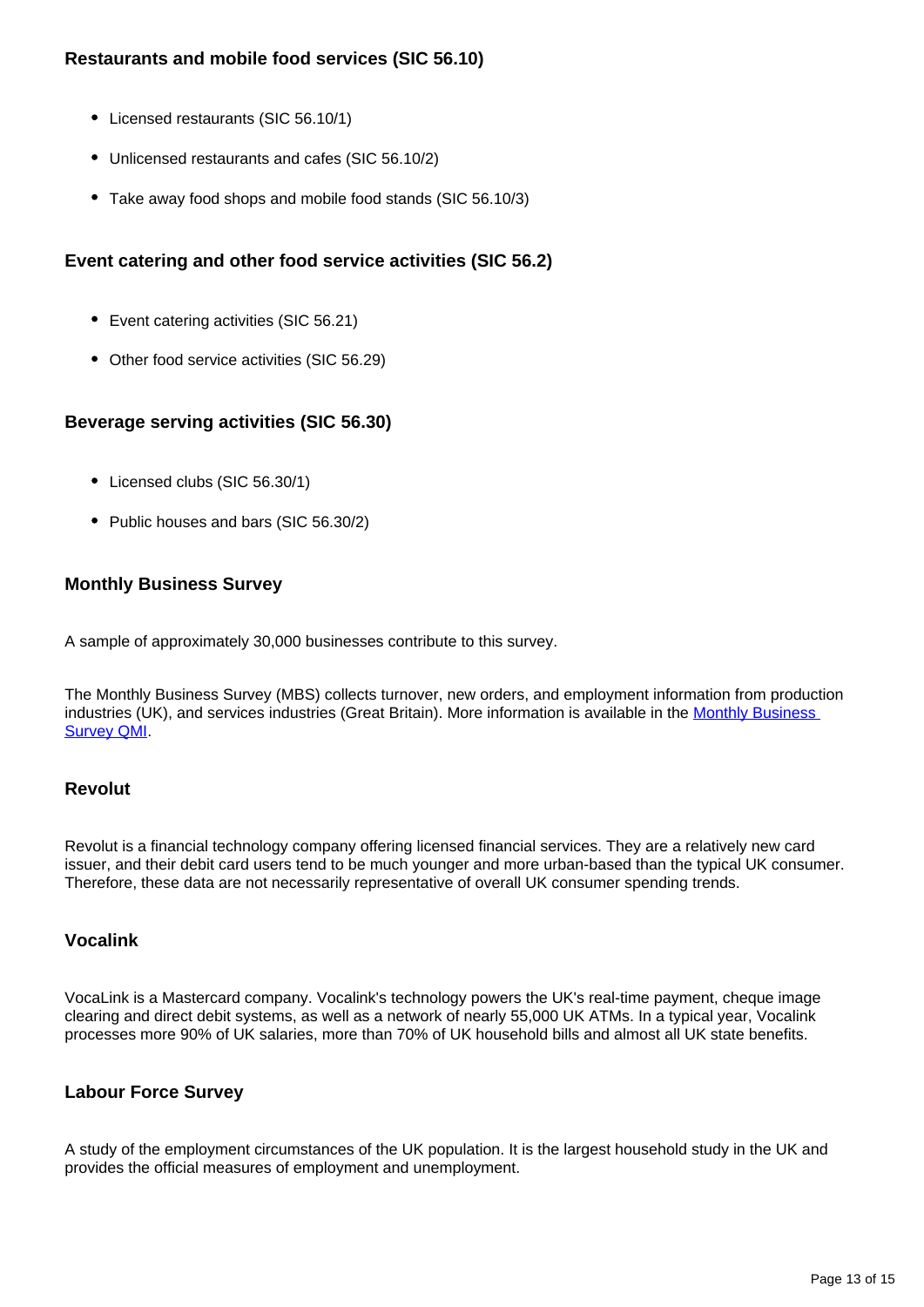### Restaurants and mobile food services (SIC 56.10)

- Licensed restaurants (SIC 56.10/1)
- Unlicensed restaurants and cafes (SIC 56.10/2)
- Take away food shops and mobile food stands (SIC 56.10/3)

### Event catering and other food service activities (SIC 56.2)

- Event catering activities (SIC 56.21)
- Other food service activities (SIC 56.29)

### Beverage serving activities (SIC 56.30)

- Licensed clubs (SIC 56.30/1)
- Public houses and bars (SIC 56.30/2)

### Monthly Business Survey

A sample of approximately 30,000 businesses contribute to this survey.

The Monthly Business Survey (MBS) collects turnover, new orders, and employment information from production industries (UK), and services industries (Great Britain). More information is available in the Monthly Business Survey QMI.

### Revolut

Revolut is a financial technology company offering licensed financial services. They are a relatively new card issuer, and their debit card users tend to be much younger and more urban-based than the typical UK consumer. Therefore, these data are not necessarily representative of overall UK consumer spending trends.

### Vocalink

VocaLink is a Mastercard company. Vocalink's technology powers the UK's real-time payment, cheque image clearing and direct debit systems, as well as a network of nearly 55,000 UK ATMs. In a typical year, Vocalink processes more 90% of UK salaries, more than 70% of UK household bills and almost all UK state benefits.

### Labour Force Survey

A study of the employment circumstances of the UK population. It is the largest household study in the UK and provides the official measures of employment and unemployment.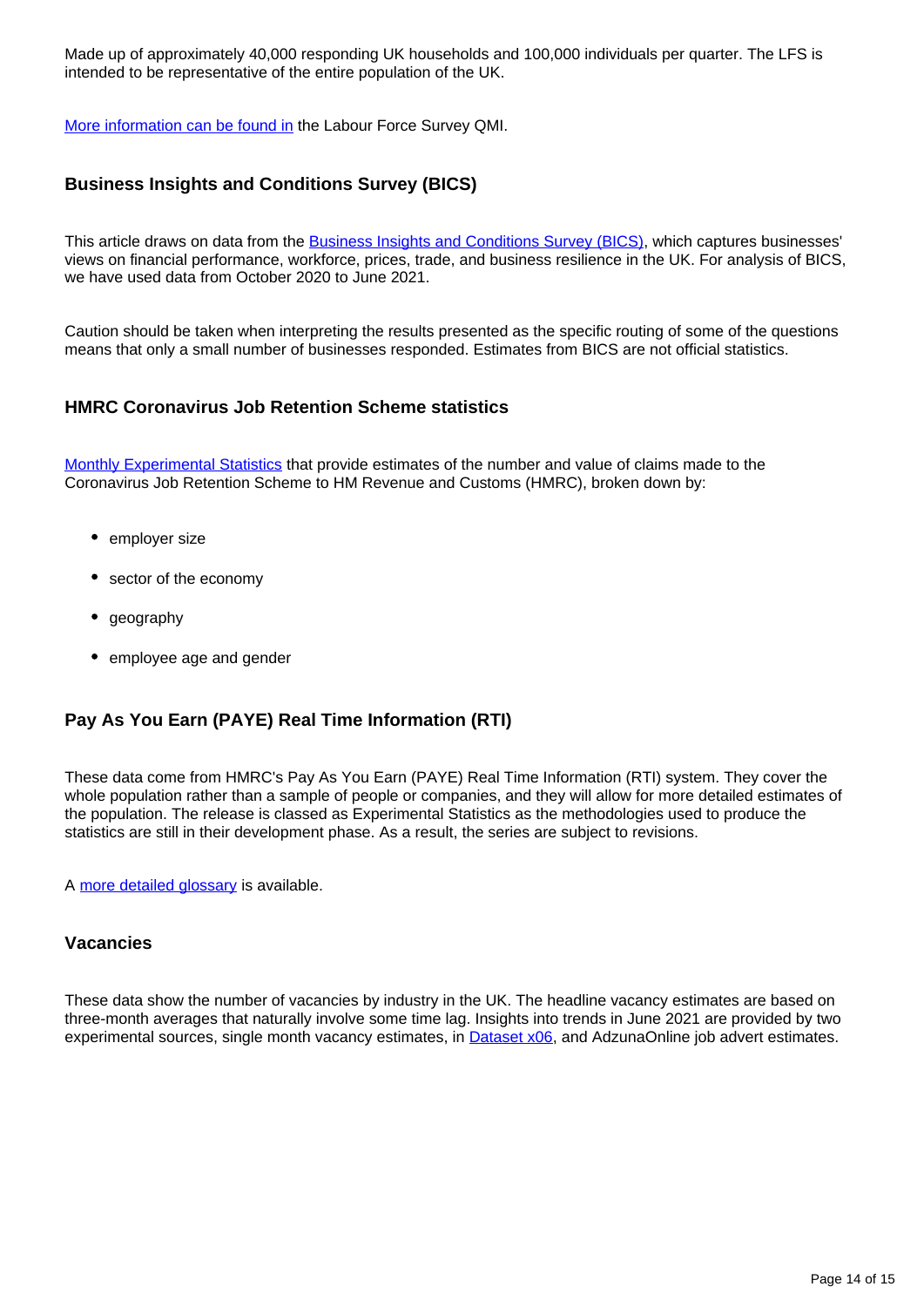Made up of approximately 40,000 responding UK households and 100,000 individuals per quarter. The LFS is intended to be representative of the entire population of the UK.

More information can be found in the Labour Force Survey QMI.

### Business Insights and Conditions Survey (BICS)

This article draws on data from the Business Insights and Conditions Survey (BICS), which captures businesses' views on financial performance, workforce, prices, trade, and business resilience in the UK. For analysis of BICS, we have used data from October 2020 to June 2021.

Caution should be taken when interpreting the results presented as the specific routing of some of the questions means that only a small number of businesses responded. Estimates from BICS are not official statistics.

### HMRC Coronavirus Job Retention Scheme statistics

Monthly Experimental Statistics that provide estimates of the number and value of claims made to the Coronavirus Job Retention Scheme to HM Revenue and Customs (HMRC), broken down by:

- employer size
- sector of the economy
- geography
- employee age and gender

### Pay As You Earn (PAYE) Real Time Information (RTI)

These data come from HMRC's Pay As You Earn (PAYE) Real Time Information (RTI) system. They cover the whole population rather than a sample of people or companies, and they will allow for more detailed estimates of the population. The release is classed as Experimental Statistics as the methodologies used to produce the statistics are still in their development phase. As a result, the series are subject to revisions.

A more detailed glossary is available.

### Vacancies

These data show the number of vacancies by industry in the UK. The headline vacancy estimates are based on three-month averages that naturally involve some time lag. Insights into trends in June 2021 are provided by two experimental sources, single month vacancy estimates, in Dataset x06, and AdzunaOnline job advert estimates.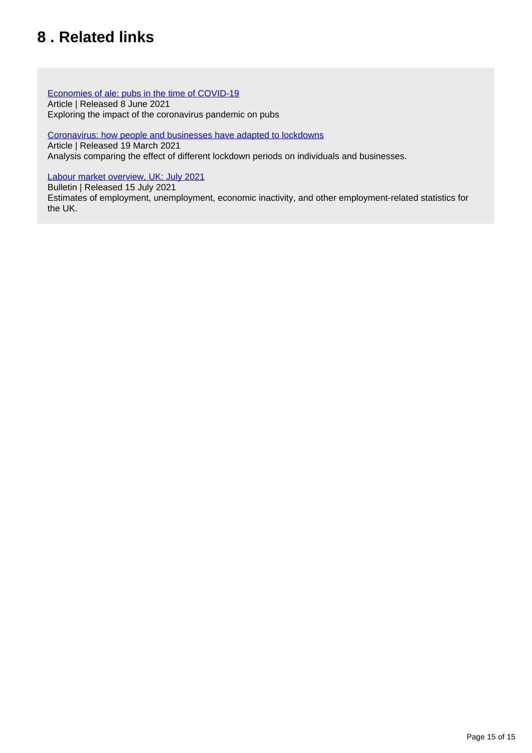## 8 . Related links

[Economies of ale: pubs in the time of COVID-19]
Article | Released 8 June 2021
Exploring the impact of the coronavirus pandemic on pubs

[Coronavirus: how people and businesses have adapted to lockdowns]
Article | Released 19 March 2021
Analysis comparing the effect of different lockdown periods on individuals and businesses.

[Labour market overview, UK: July 2021]
Bulletin | Released 15 July 2021
Estimates of employment, unemployment, economic inactivity, and other employment-related statistics for the UK.